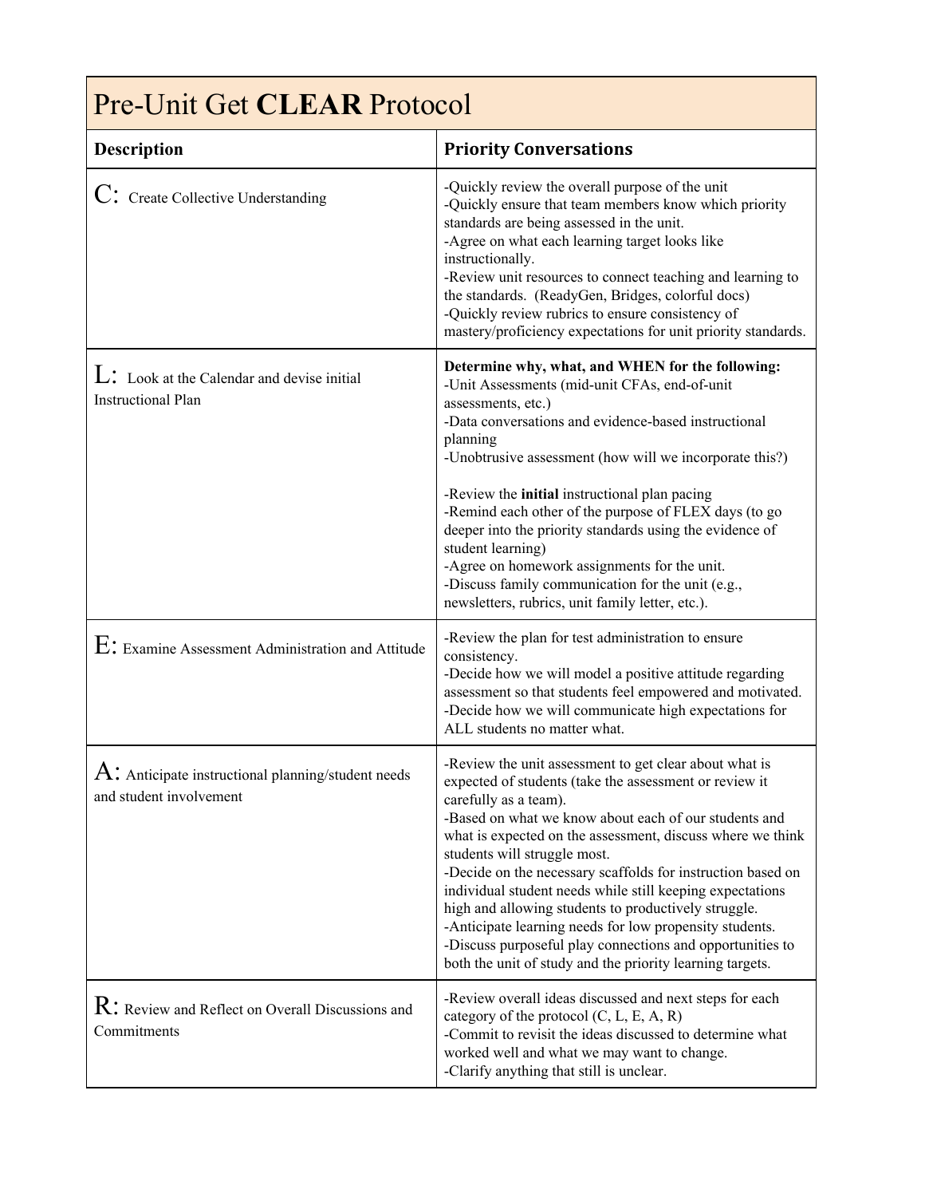# Pre-Unit Get **CLEAR** Protocol

| **Description** | **Priority Conversations** |
| --- | --- |
| C: Create Collective Understanding | -Quickly review the overall purpose of the unit<br>-Quickly ensure that team members know which priority standards are being assessed in the unit.<br>-Agree on what each learning target looks like instructionally.<br>-Review unit resources to connect teaching and learning to the standards. (ReadyGen, Bridges, colorful docs)<br>-Quickly review rubrics to ensure consistency of mastery/proficiency expectations for unit priority standards. |
| L: Look at the Calendar and devise initial Instructional Plan | **Determine why, what, and WHEN for the following:**<br>-Unit Assessments (mid-unit CFAs, end-of-unit assessments, etc.)<br>-Data conversations and evidence-based instructional planning<br>-Unobtrusive assessment (how will we incorporate this?)<br><br>-Review the **initial** instructional plan pacing<br>-Remind each other of the purpose of FLEX days (to go deeper into the priority standards using the evidence of student learning)<br>-Agree on homework assignments for the unit.<br>-Discuss family communication for the unit (e.g., newsletters, rubrics, unit family letter, etc.). |
| E: Examine Assessment Administration and Attitude | -Review the plan for test administration to ensure consistency.<br>-Decide how we will model a positive attitude regarding assessment so that students feel empowered and motivated.<br>-Decide how we will communicate high expectations for ALL students no matter what. |
| A: Anticipate instructional planning/student needs and student involvement | -Review the unit assessment to get clear about what is expected of students (take the assessment or review it carefully as a team).<br>-Based on what we know about each of our students and what is expected on the assessment, discuss where we think students will struggle most.<br>-Decide on the necessary scaffolds for instruction based on individual student needs while still keeping expectations high and allowing students to productively struggle.<br>-Anticipate learning needs for low propensity students.<br>-Discuss purposeful play connections and opportunities to both the unit of study and the priority learning targets. |
| R: Review and Reflect on Overall Discussions and Commitments | -Review overall ideas discussed and next steps for each category of the protocol (C, L, E, A, R)<br>-Commit to revisit the ideas discussed to determine what worked well and what we may want to change.<br>-Clarify anything that still is unclear. |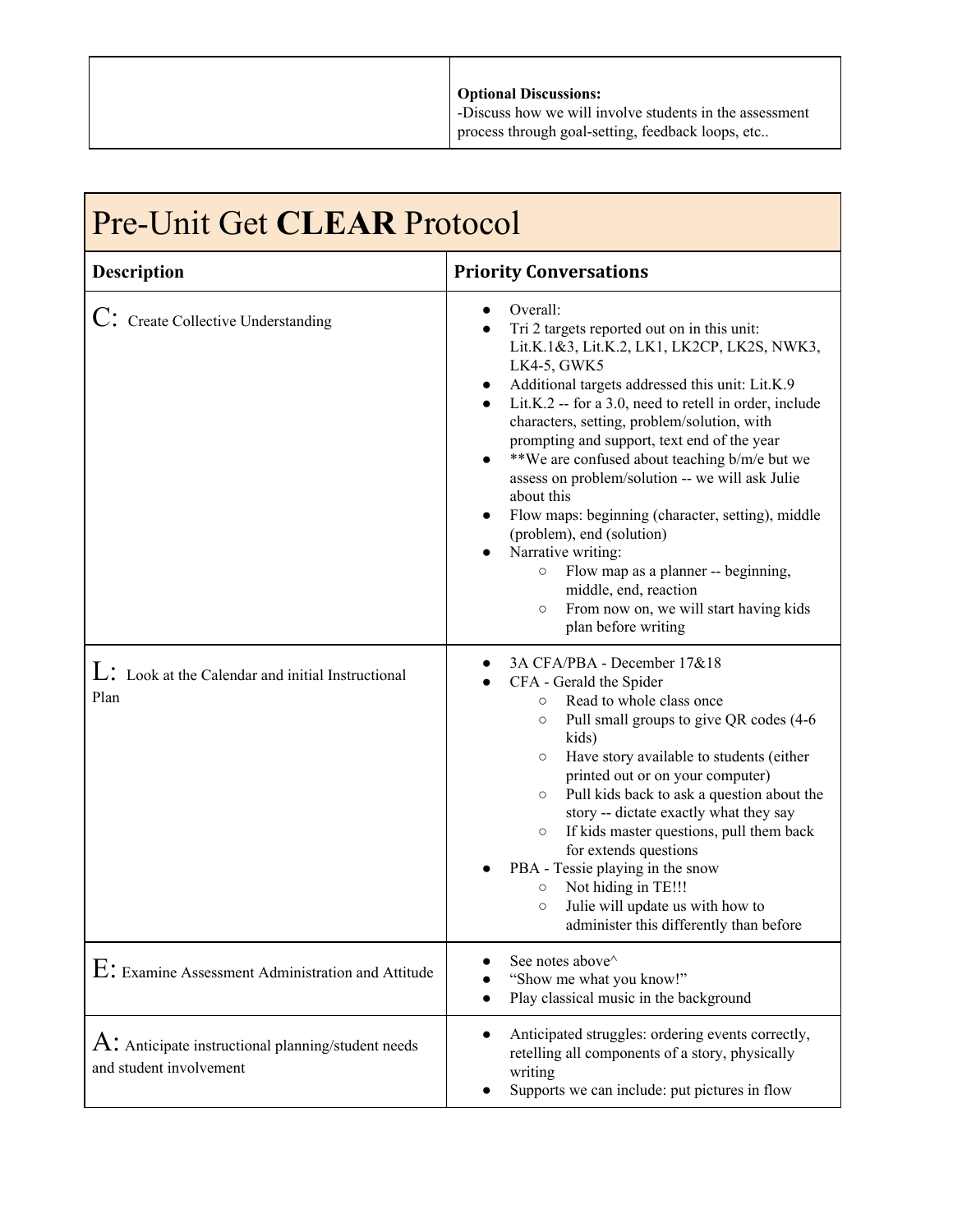|  | **Optional Discussions:**<br>-Discuss how we will involve students in the assessment process through goal-setting, feedback loops, etc.. |
|---|---|

| Pre-Unit Get **CLEAR** Protocol | |
|---|---|
| **Description** | **Priority Conversations** |
| C: Create Collective Understanding | • Overall:<br>• Tri 2 targets reported out on in this unit: Lit.K.1&3, Lit.K.2, LK1, LK2CP, LK2S, NWK3, LK4-5, GWK5<br>• Additional targets addressed this unit: Lit.K.9<br>• Lit.K.2 -- for a 3.0, need to retell in order, include characters, setting, problem/solution, with prompting and support, text end of the year<br>• **We are confused about teaching b/m/e but we assess on problem/solution -- we will ask Julie about this<br>• Flow maps: beginning (character, setting), middle (problem), end (solution)<br>• Narrative writing:<br>&nbsp;&nbsp;&nbsp;&nbsp;○ Flow map as a planner -- beginning, middle, end, reaction<br>&nbsp;&nbsp;&nbsp;&nbsp;○ From now on, we will start having kids plan before writing |
| L: Look at the Calendar and initial Instructional Plan | • 3A CFA/PBA - December 17&18<br>• CFA - Gerald the Spider<br>&nbsp;&nbsp;&nbsp;&nbsp;○ Read to whole class once<br>&nbsp;&nbsp;&nbsp;&nbsp;○ Pull small groups to give QR codes (4-6 kids)<br>&nbsp;&nbsp;&nbsp;&nbsp;○ Have story available to students (either printed out or on your computer)<br>&nbsp;&nbsp;&nbsp;&nbsp;○ Pull kids back to ask a question about the story -- dictate exactly what they say<br>&nbsp;&nbsp;&nbsp;&nbsp;○ If kids master questions, pull them back for extends questions<br>• PBA - Tessie playing in the snow<br>&nbsp;&nbsp;&nbsp;&nbsp;○ Not hiding in TE!!!<br>&nbsp;&nbsp;&nbsp;&nbsp;○ Julie will update us with how to administer this differently than before |
| E: Examine Assessment Administration and Attitude | • See notes above^<br>• "Show me what you know!"<br>• Play classical music in the background |
| A: Anticipate instructional planning/student needs and student involvement | • Anticipated struggles: ordering events correctly, retelling all components of a story, physically writing<br>• Supports we can include: put pictures in flow |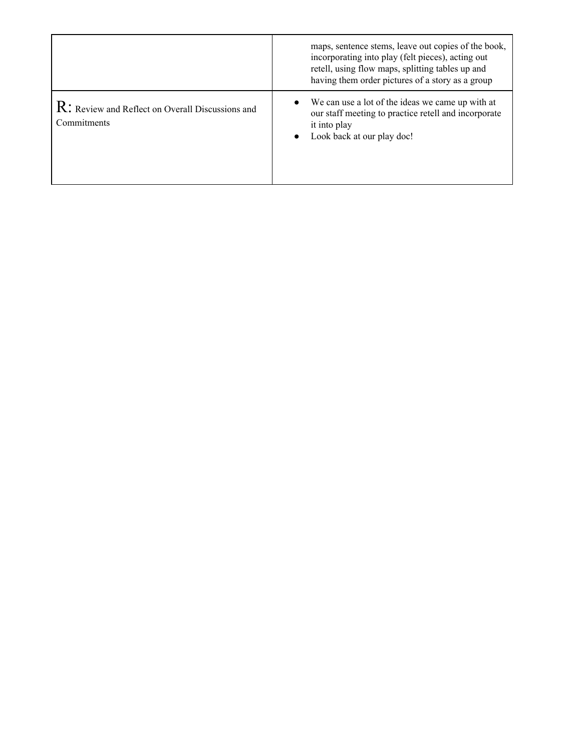| | |
|---|---|
| | maps, sentence stems, leave out copies of the book, incorporating into play (felt pieces), acting out retell, using flow maps, splitting tables up and having them order pictures of a story as a group |
| R: Review and Reflect on Overall Discussions and Commitments | • We can use a lot of the ideas we came up with at our staff meeting to practice retell and incorporate it into play<br>• Look back at our play doc! |